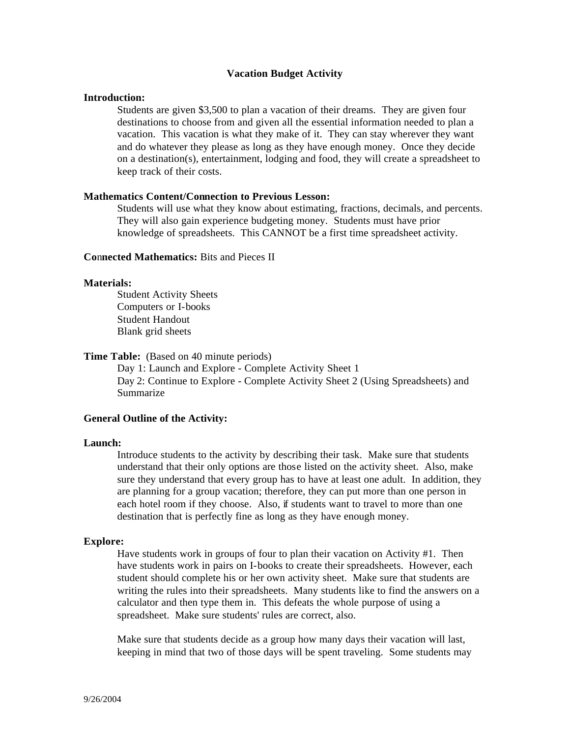# Vacation Budget Activity

**Introduction:**

Students are given $3,500 to plan a vacation of their dreams. They are given four destinations to choose from and given all the essential information needed to plan a vacation. This vacation is what they make of it. They can stay wherever they want and do whatever they please as long as they have enough money. Once they decide on a destination(s), entertainment, lodging and food, they will create a spreadsheet to keep track of their costs.

**Mathematics Content/Connection to Previous Lesson:**

Students will use what they know about estimating, fractions, decimals, and percents. They will also gain experience budgeting money. Students must have prior knowledge of spreadsheets. This CANNOT be a first time spreadsheet activity.

**Connected Mathematics:** Bits and Pieces II

**Materials:**

Student Activity Sheets
Computers or I-books
Student Handout
Blank grid sheets

**Time Table:** (Based on 40 minute periods)

Day 1: Launch and Explore - Complete Activity Sheet 1
Day 2: Continue to Explore - Complete Activity Sheet 2 (Using Spreadsheets) and Summarize

**General Outline of the Activity:**

**Launch:**

Introduce students to the activity by describing their task. Make sure that students understand that their only options are those listed on the activity sheet. Also, make sure they understand that every group has to have at least one adult. In addition, they are planning for a group vacation; therefore, they can put more than one person in each hotel room if they choose. Also, if students want to travel to more than one destination that is perfectly fine as long as they have enough money.

**Explore:**

Have students work in groups of four to plan their vacation on Activity #1. Then have students work in pairs on I-books to create their spreadsheets. However, each student should complete his or her own activity sheet. Make sure that students are writing the rules into their spreadsheets. Many students like to find the answers on a calculator and then type them in. This defeats the whole purpose of using a spreadsheet. Make sure students' rules are correct, also.

Make sure that students decide as a group how many days their vacation will last, keeping in mind that two of those days will be spent traveling. Some students may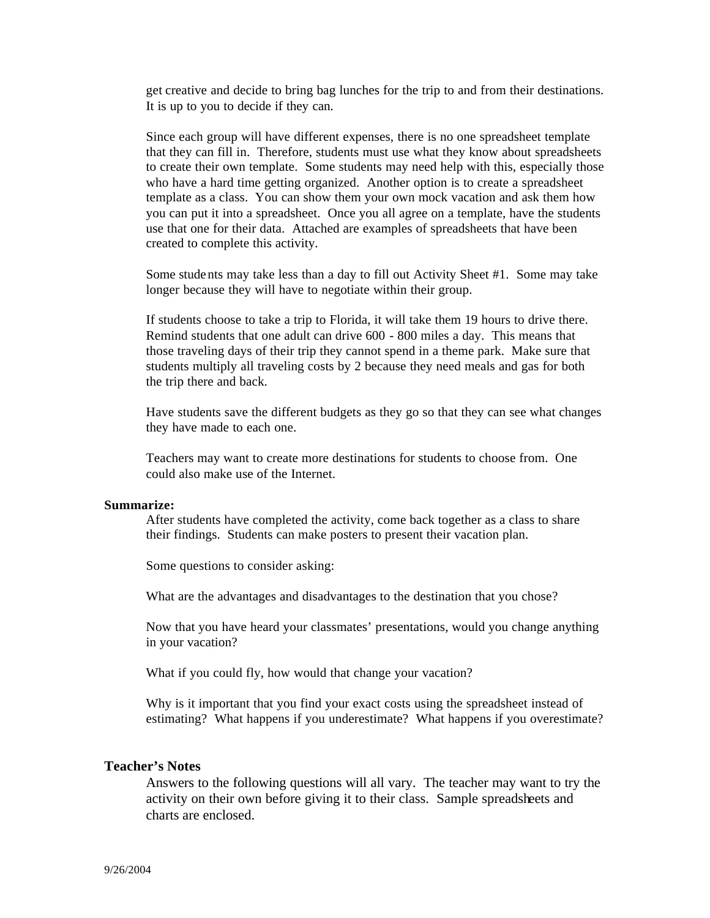get creative and decide to bring bag lunches for the trip to and from their destinations. It is up to you to decide if they can.

Since each group will have different expenses, there is no one spreadsheet template that they can fill in. Therefore, students must use what they know about spreadsheets to create their own template. Some students may need help with this, especially those who have a hard time getting organized. Another option is to create a spreadsheet template as a class. You can show them your own mock vacation and ask them how you can put it into a spreadsheet. Once you all agree on a template, have the students use that one for their data. Attached are examples of spreadsheets that have been created to complete this activity.

Some students may take less than a day to fill out Activity Sheet #1. Some may take longer because they will have to negotiate within their group.

If students choose to take a trip to Florida, it will take them 19 hours to drive there. Remind students that one adult can drive 600 - 800 miles a day. This means that those traveling days of their trip they cannot spend in a theme park. Make sure that students multiply all traveling costs by 2 because they need meals and gas for both the trip there and back.

Have students save the different budgets as they go so that they can see what changes they have made to each one.

Teachers may want to create more destinations for students to choose from. One could also make use of the Internet.

**Summarize:**

After students have completed the activity, come back together as a class to share their findings. Students can make posters to present their vacation plan.

Some questions to consider asking:

What are the advantages and disadvantages to the destination that you chose?

Now that you have heard your classmates' presentations, would you change anything in your vacation?

What if you could fly, how would that change your vacation?

Why is it important that you find your exact costs using the spreadsheet instead of estimating? What happens if you underestimate? What happens if you overestimate?

**Teacher's Notes**

Answers to the following questions will all vary. The teacher may want to try the activity on their own before giving it to their class. Sample spreadsheets and charts are enclosed.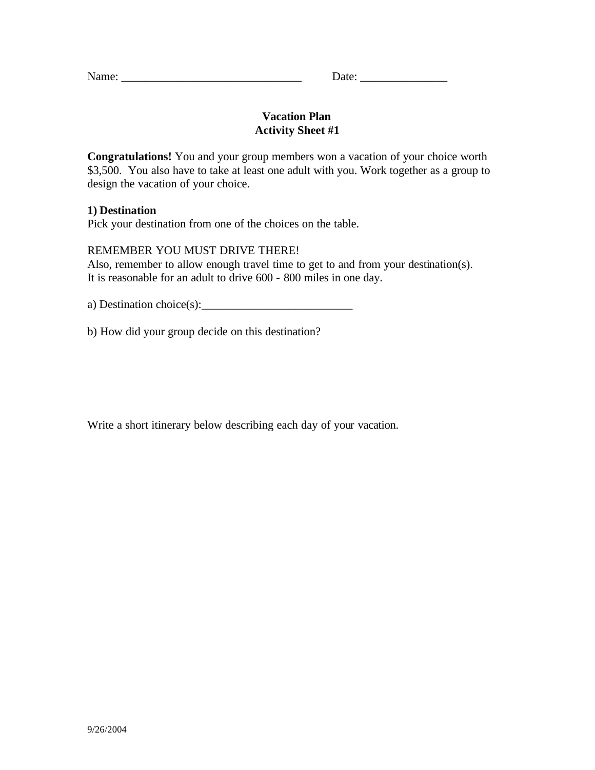Name: _______________________________ Date: _______________

**Vacation Plan**
**Activity Sheet #1**

**Congratulations!** You and your group members won a vacation of your choice worth $3,500. You also have to take at least one adult with you. Work together as a group to design the vacation of your choice.

**1) Destination**

Pick your destination from one of the choices on the table.

REMEMBER YOU MUST DRIVE THERE!
Also, remember to allow enough travel time to get to and from your destination(s).
It is reasonable for an adult to drive 600 - 800 miles in one day.

a) Destination choice(s):__________________________

b) How did your group decide on this destination?

Write a short itinerary below describing each day of your vacation.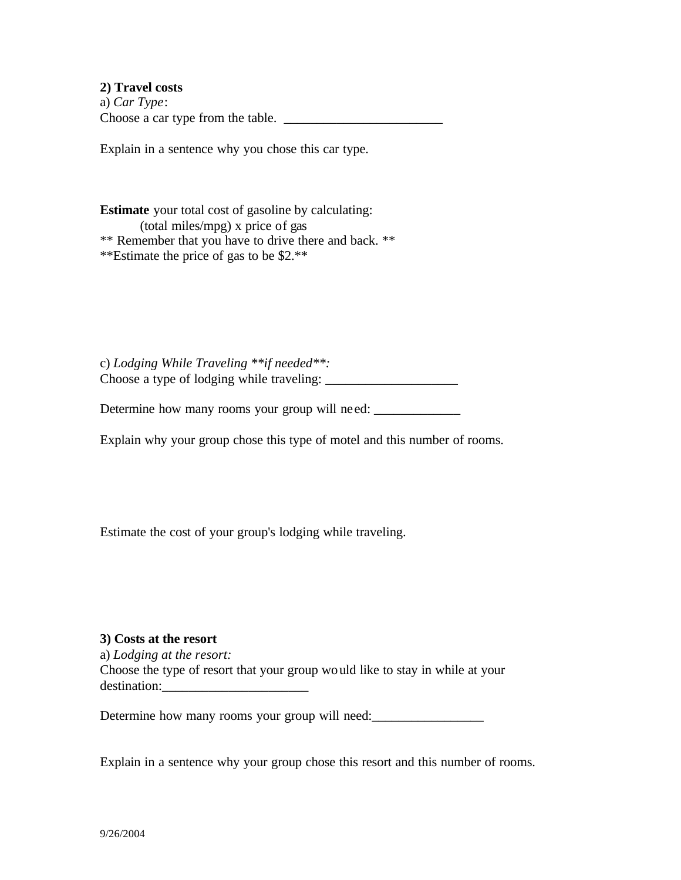**2) Travel costs**

a) *Car Type*:

Choose a car type from the table. ________________________

Explain in a sentence why you chose this car type.

**Estimate** your total cost of gasoline by calculating:

(total miles/mpg) x price of gas

** Remember that you have to drive there and back. **

**Estimate the price of gas to be $2.**

c) *Lodging While Traveling **if needed**:*

Choose a type of lodging while traveling: ___________________

Determine how many rooms your group will need: _____________

Explain why your group chose this type of motel and this number of rooms.

Estimate the cost of your group's lodging while traveling.

**3) Costs at the resort**

a) *Lodging at the resort:*

Choose the type of resort that your group would like to stay in while at your destination:______________________

Determine how many rooms your group will need:_________________

Explain in a sentence why your group chose this resort and this number of rooms.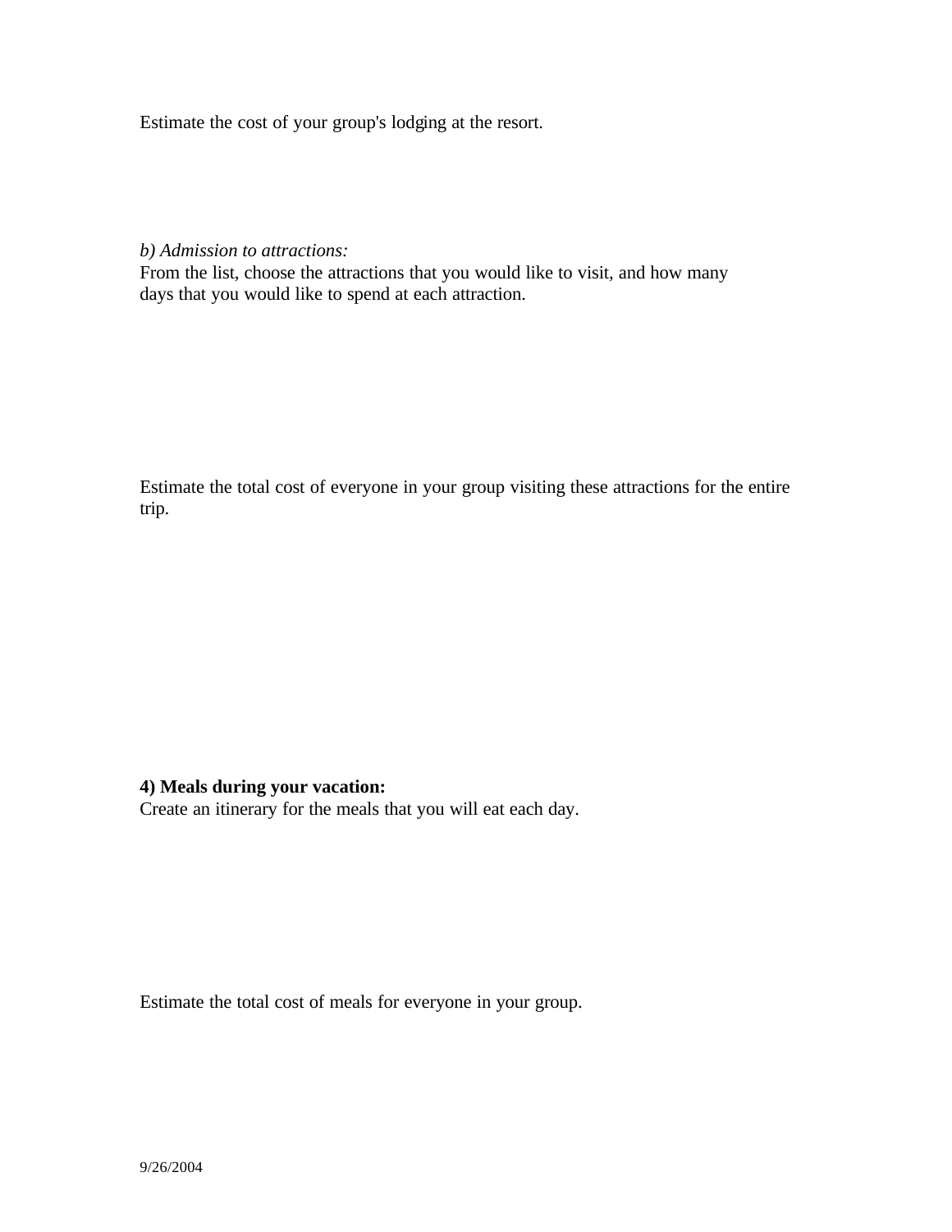Estimate the cost of your group's lodging at the resort.

*b) Admission to attractions:*
From the list, choose the attractions that you would like to visit, and how many days that you would like to spend at each attraction.

Estimate the total cost of everyone in your group visiting these attractions for the entire trip.

**4) Meals during your vacation:**
Create an itinerary for the meals that you will eat each day.

Estimate the total cost of meals for everyone in your group.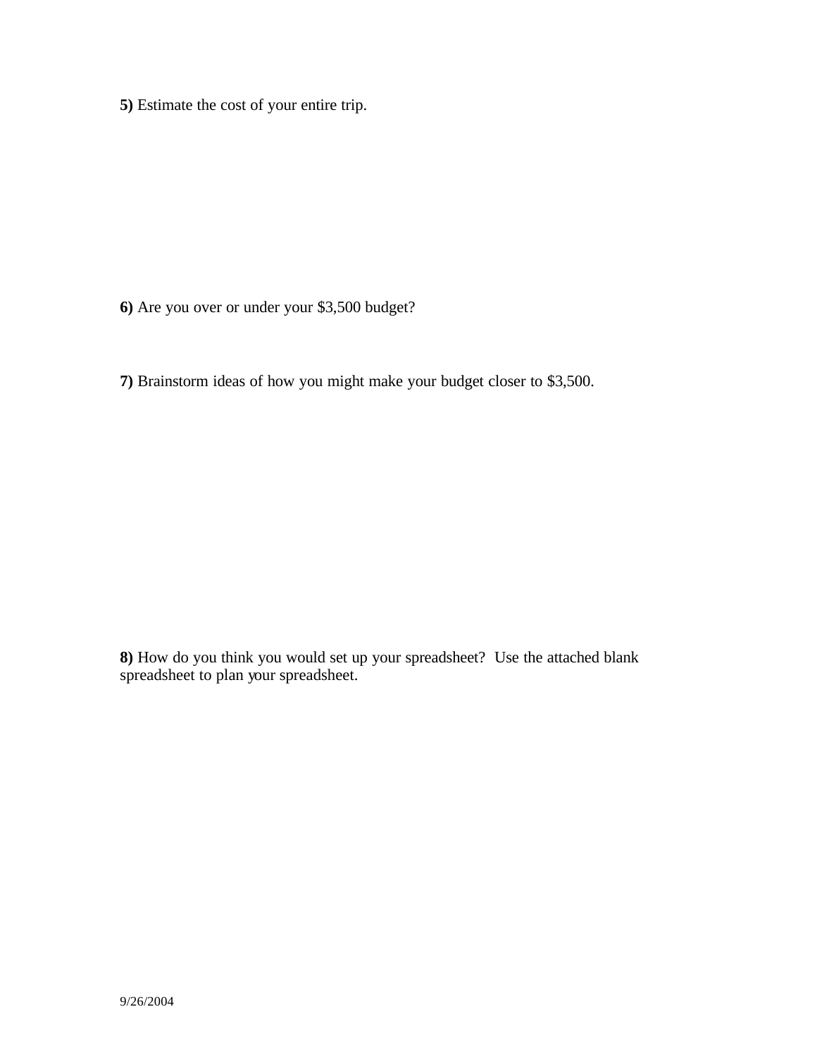**5)** Estimate the cost of your entire trip.

**6)** Are you over or under your $3,500 budget?

**7)** Brainstorm ideas of how you might make your budget closer to $3,500.

**8)** How do you think you would set up your spreadsheet? Use the attached blank spreadsheet to plan your spreadsheet.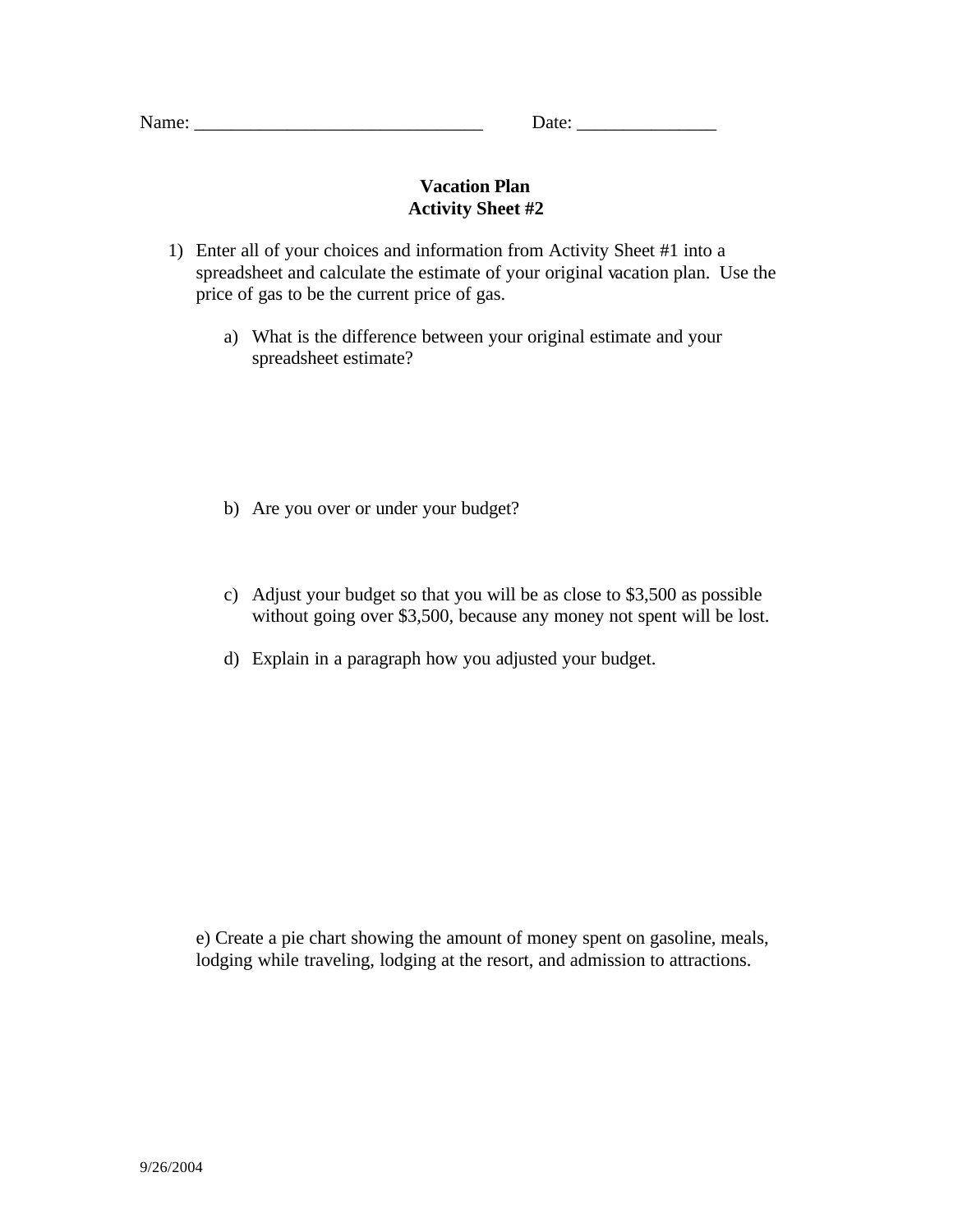Name: _______________________________ Date: _______________

**Vacation Plan**
**Activity Sheet #2**

1) Enter all of your choices and information from Activity Sheet #1 into a spreadsheet and calculate the estimate of your original vacation plan. Use the price of gas to be the current price of gas.

   a) What is the difference between your original estimate and your spreadsheet estimate?

   b) Are you over or under your budget?

   c) Adjust your budget so that you will be as close to $3,500 as possible without going over $3,500, because any money not spent will be lost.

   d) Explain in a paragraph how you adjusted your budget.

   e) Create a pie chart showing the amount of money spent on gasoline, meals, lodging while traveling, lodging at the resort, and admission to attractions.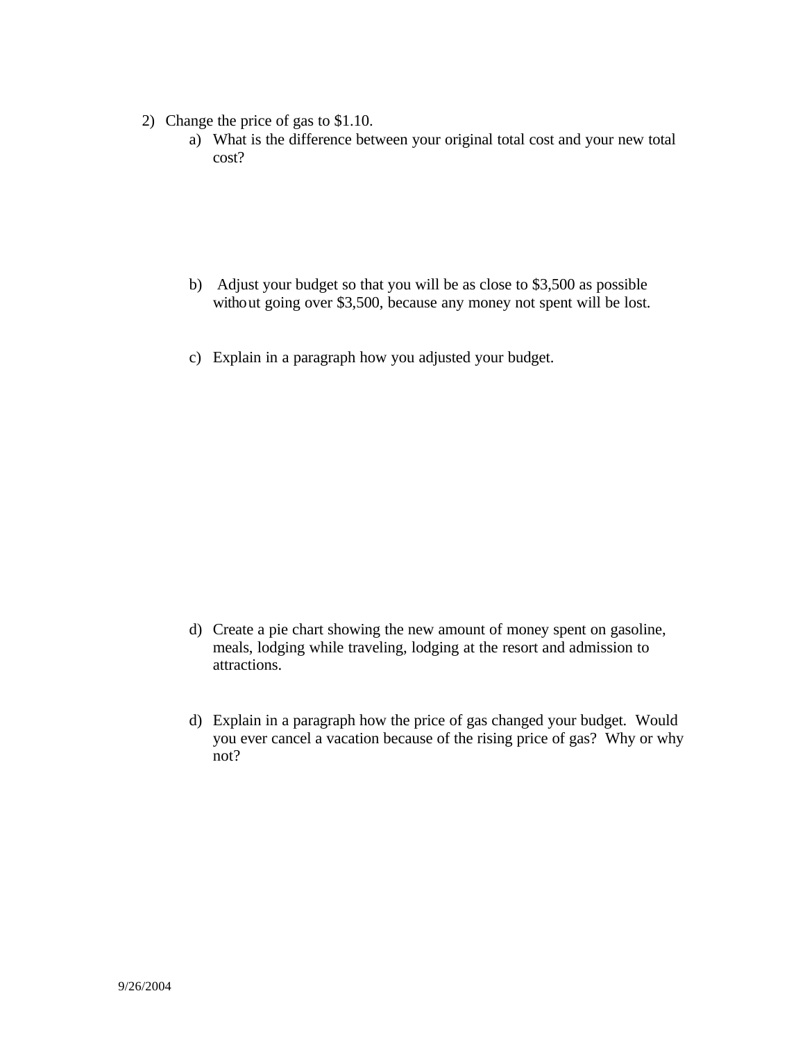2) Change the price of gas to $1.10.
   a) What is the difference between your original total cost and your new total cost?

   b) Adjust your budget so that you will be as close to $3,500 as possible without going over $3,500, because any money not spent will be lost.

   c) Explain in a paragraph how you adjusted your budget.

   d) Create a pie chart showing the new amount of money spent on gasoline, meals, lodging while traveling, lodging at the resort and admission to attractions.

   d) Explain in a paragraph how the price of gas changed your budget. Would you ever cancel a vacation because of the rising price of gas? Why or why not?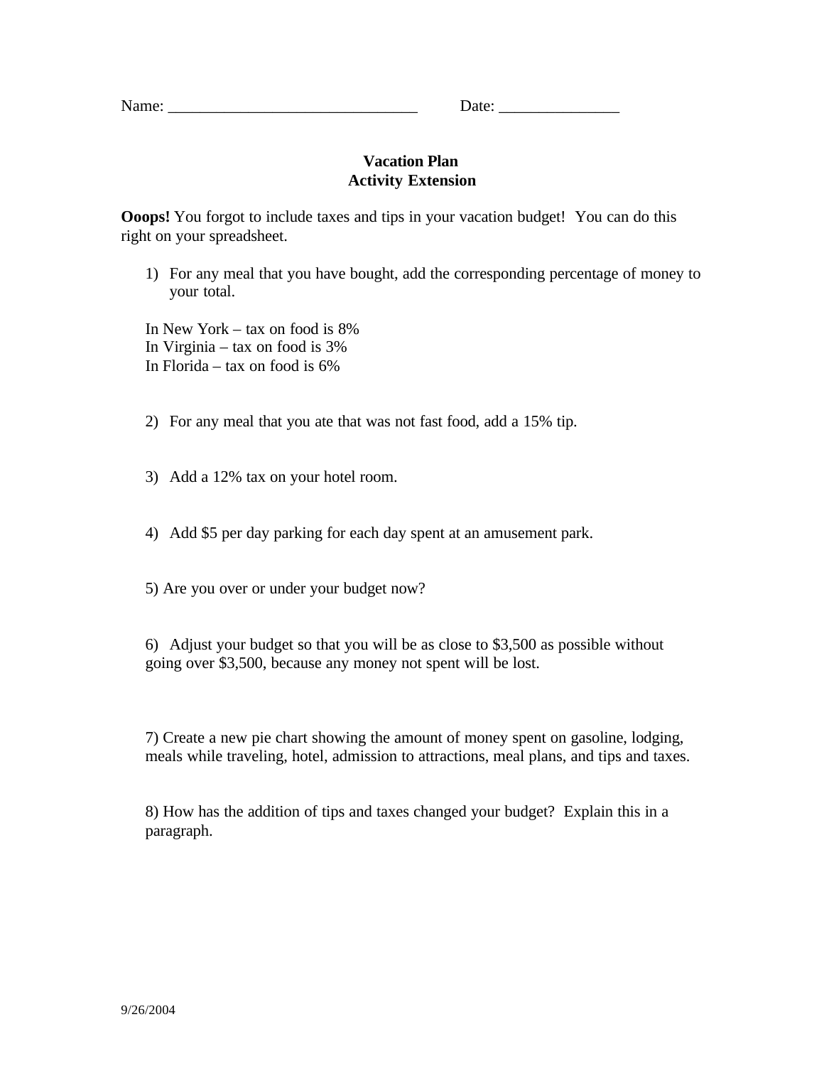Name: _______________________________ Date: _______________

## Vacation Plan
## Activity Extension

**Ooops!** You forgot to include taxes and tips in your vacation budget! You can do this right on your spreadsheet.

1) For any meal that you have bought, add the corresponding percentage of money to your total.

In New York – tax on food is 8%
In Virginia – tax on food is 3%
In Florida – tax on food is 6%

2) For any meal that you ate that was not fast food, add a 15% tip.

3) Add a 12% tax on your hotel room.

4) Add $5 per day parking for each day spent at an amusement park.

5) Are you over or under your budget now?

6) Adjust your budget so that you will be as close to $3,500 as possible without going over $3,500, because any money not spent will be lost.

7) Create a new pie chart showing the amount of money spent on gasoline, lodging, meals while traveling, hotel, admission to attractions, meal plans, and tips and taxes.

8) How has the addition of tips and taxes changed your budget? Explain this in a paragraph.

9/26/2004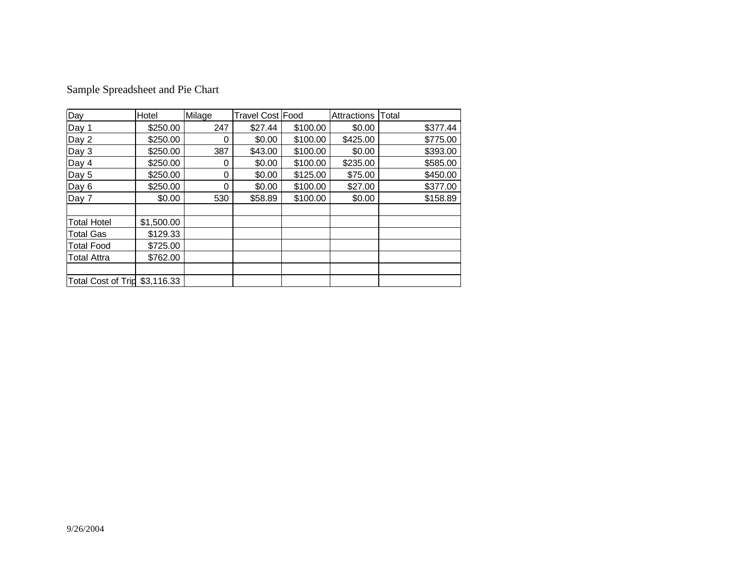Sample Spreadsheet and Pie Chart

| Day | Hotel | Milage | Travel Cost | Food | Attractions | Total |
|---|---|---|---|---|---|---|
| Day 1 | $250.00 | 247 | $27.44 | $100.00 | $0.00 | $377.44 |
| Day 2 | $250.00 | 0 | $0.00 | $100.00 | $425.00 | $775.00 |
| Day 3 | $250.00 | 387 | $43.00 | $100.00 | $0.00 | $393.00 |
| Day 4 | $250.00 | 0 | $0.00 | $100.00 | $235.00 | $585.00 |
| Day 5 | $250.00 | 0 | $0.00 | $125.00 | $75.00 | $450.00 |
| Day 6 | $250.00 | 0 | $0.00 | $100.00 | $27.00 | $377.00 |
| Day 7 | $0.00 | 530 | $58.89 | $100.00 | $0.00 | $158.89 |
| | | | | | | |
| Total Hotel | $1,500.00 | | | | | |
| Total Gas | $129.33 | | | | | |
| Total Food | $725.00 | | | | | |
| Total Attra | $762.00 | | | | | |
| | | | | | | |
| Total Cost of Trip | $3,116.33 | | | | | |

9/26/2004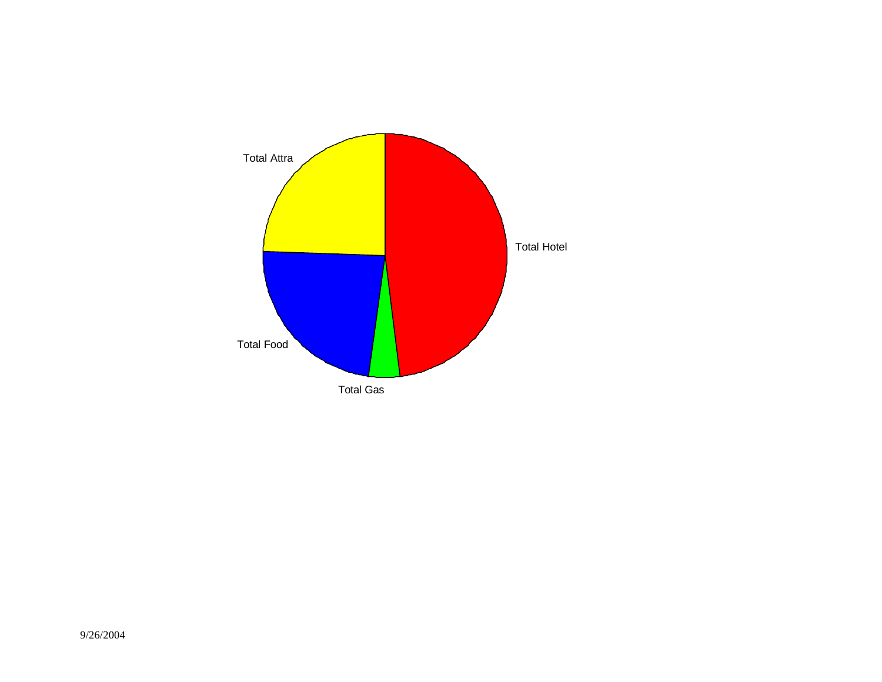Total Attra

Total Hotel

Total Food

Total Gas

9/26/2004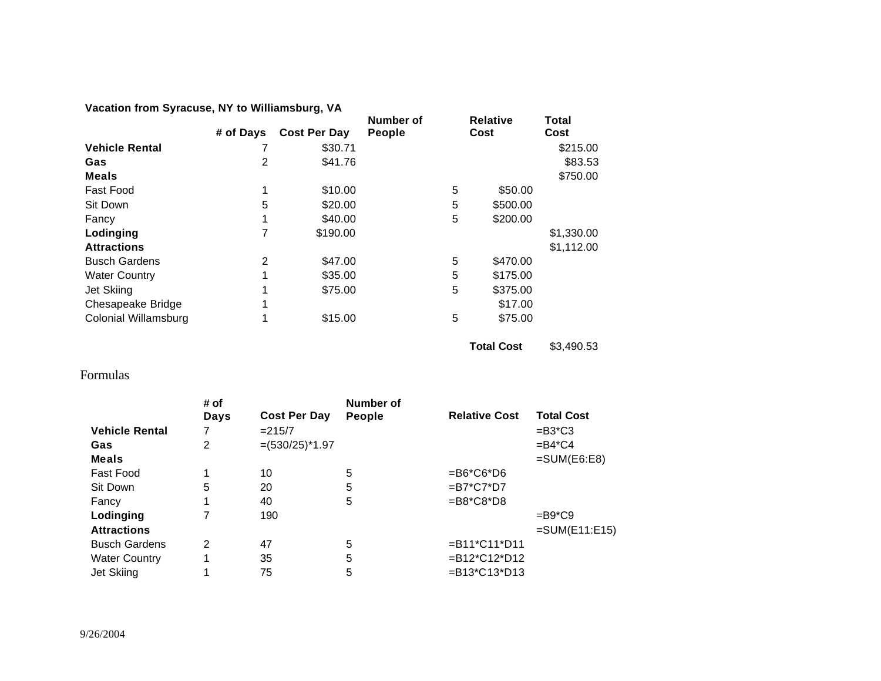**Vacation from Syracuse, NY to Williamsburg, VA**

| | # of Days | Cost Per Day | Number of People | Relative Cost | Total Cost |
|---|---|---|---|---|---|
| **Vehicle Rental** | 7 | $30.71 | | | $215.00 |
| **Gas** | 2 | $41.76 | | | $83.53 |
| **Meals** | | | | | $750.00 |
| Fast Food | 1 | $10.00 | 5 | $50.00 | |
| Sit Down | 5 | $20.00 | 5 | $500.00 | |
| Fancy | 1 | $40.00 | 5 | $200.00 | |
| **Lodinging** | 7 | $190.00 | | | $1,330.00 |
| **Attractions** | | | | | $1,112.00 |
| Busch Gardens | 2 | $47.00 | 5 | $470.00 | |
| Water Country | 1 | $35.00 | 5 | $175.00 | |
| Jet Skiing | 1 | $75.00 | 5 | $375.00 | |
| Chesapeake Bridge | 1 | | | $17.00 | |
| Colonial Willamsburg | 1 | $15.00 | 5 | $75.00 | |
| | | | | **Total Cost** | $3,490.53 |

Formulas

| | # of Days | Cost Per Day | Number of People | Relative Cost | Total Cost |
|---|---|---|---|---|---|
| **Vehicle Rental** | 7 | =215/7 | | | =B3*C3 |
| **Gas** | 2 | =(530/25)*1.97 | | | =B4*C4 |
| **Meals** | | | | | =SUM(E6:E8) |
| Fast Food | 1 | 10 | 5 | =B6*C6*D6 | |
| Sit Down | 5 | 20 | 5 | =B7*C7*D7 | |
| Fancy | 1 | 40 | 5 | =B8*C8*D8 | |
| **Lodinging** | 7 | 190 | | | =B9*C9 |
| **Attractions** | | | | | =SUM(E11:E15) |
| Busch Gardens | 2 | 47 | 5 | =B11*C11*D11 | |
| Water Country | 1 | 35 | 5 | =B12*C12*D12 | |
| Jet Skiing | 1 | 75 | 5 | =B13*C13*D13 | |

9/26/2004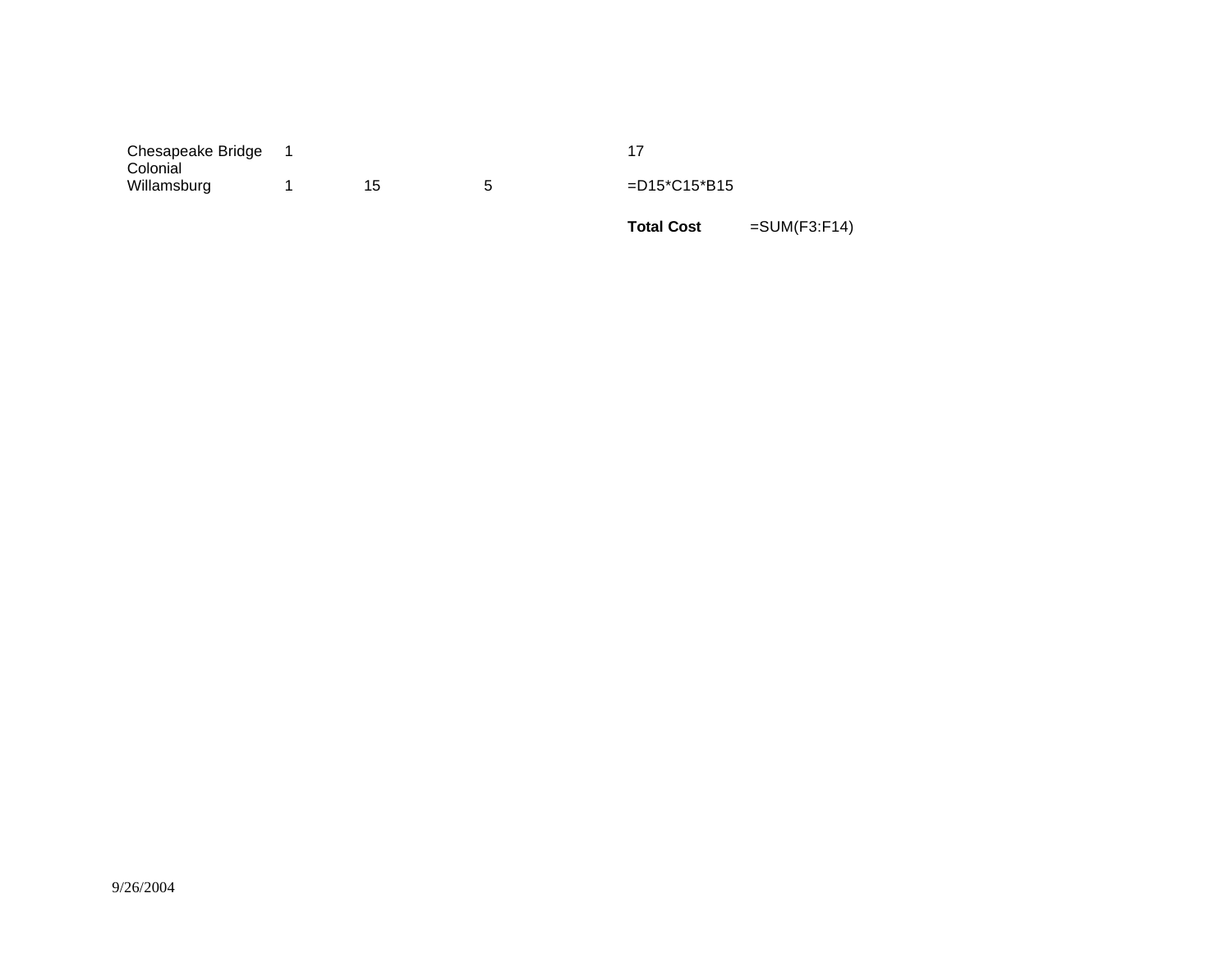| | | | | | |
|---|---|---|---|---|---|
| Chesapeake Bridge | 1 | | | 17 | |
| Colonial Willamsburg | 1 | 15 | 5 | =D15*C15*B15 | |
| | | | | **Total Cost** | =SUM(F3:F14) |

9/26/2004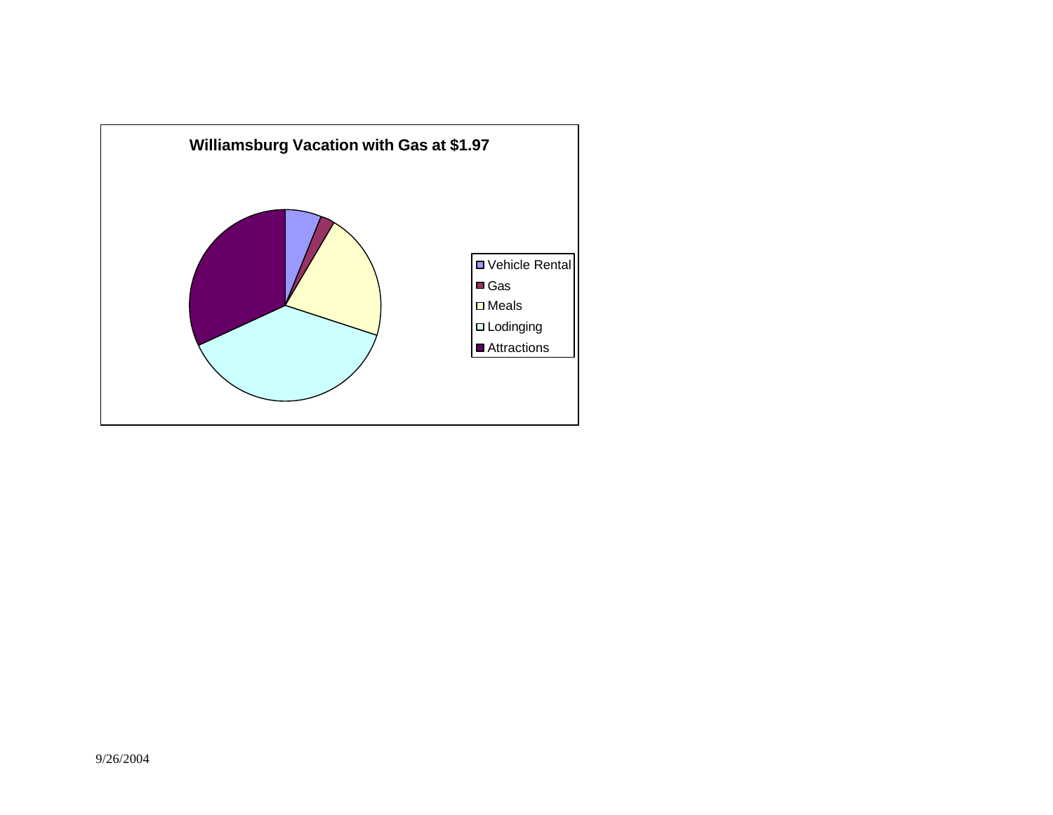**Williamsburg Vacation with Gas at $1.97**

- Vehicle Rental
- Gas
- Meals
- Lodinging
- Attractions

9/26/2004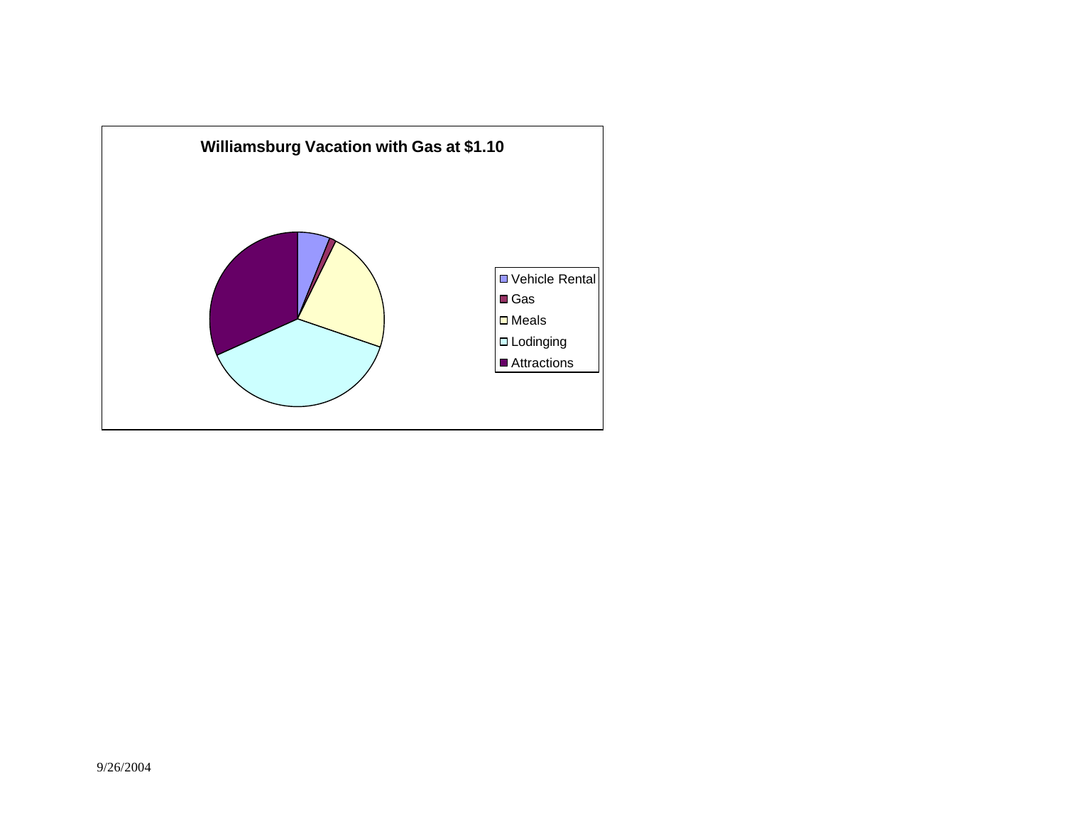**Williamsburg Vacation with Gas at $1.10**

Vehicle Rental

Gas

Meals

Lodinging

Attractions

9/26/2004